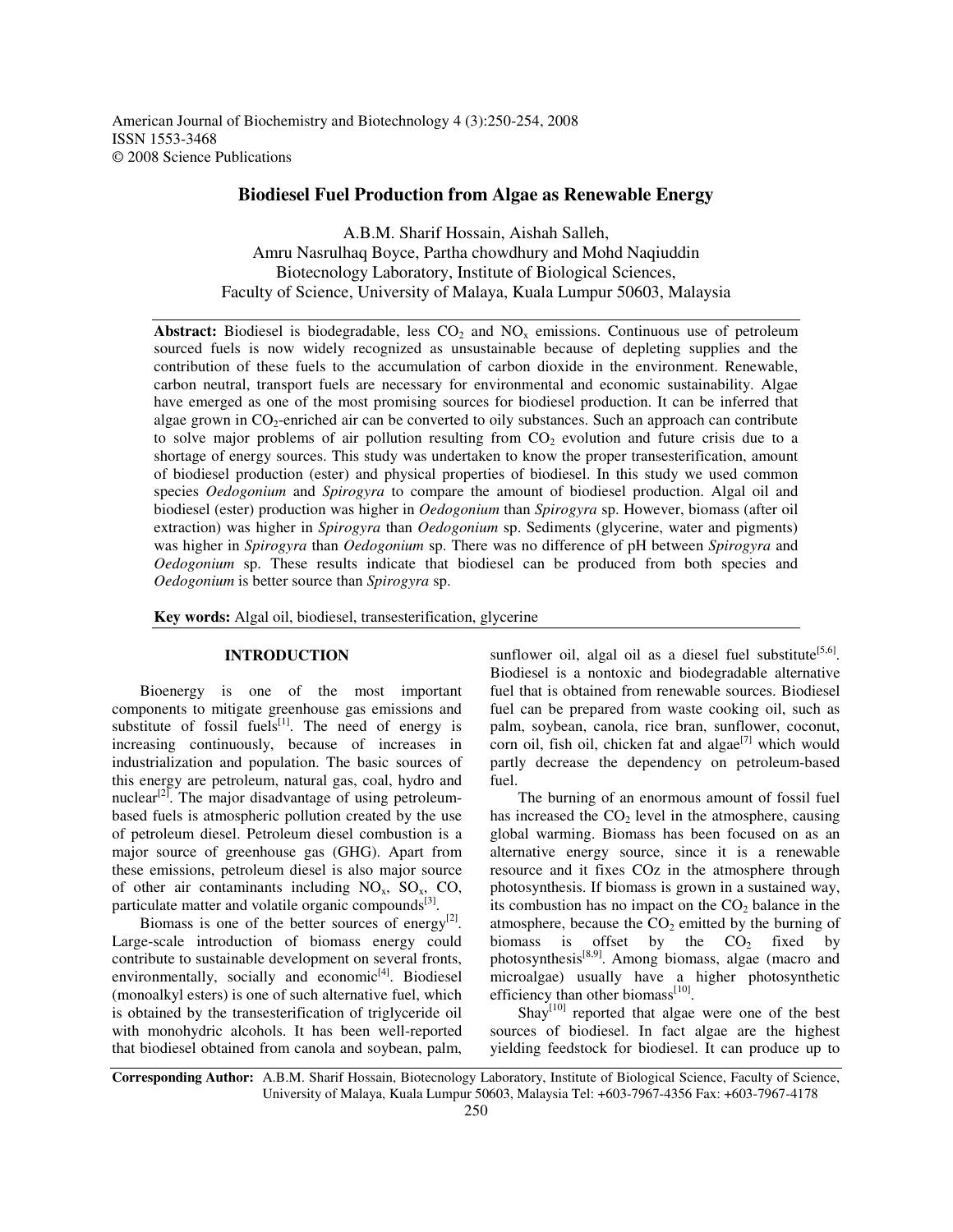American Journal of Biochemistry and Biotechnology 4 (3):250-254, 2008
ISSN 1553-3468
© 2008 Science Publications

# Biodiesel Fuel Production from Algae as Renewable Energy

A.B.M. Sharif Hossain, Aishah Salleh,
Amru Nasrulhaq Boyce, Partha chowdhury and Mohd Naqiuddin
Biotecnology Laboratory, Institute of Biological Sciences,
Faculty of Science, University of Malaya, Kuala Lumpur 50603, Malaysia

**Abstract:** Biodiesel is biodegradable, less $CO_2$ and $NO_x$ emissions. Continuous use of petroleum sourced fuels is now widely recognized as unsustainable because of depleting supplies and the contribution of these fuels to the accumulation of carbon dioxide in the environment. Renewable, carbon neutral, transport fuels are necessary for environmental and economic sustainability. Algae have emerged as one of the most promising sources for biodiesel production. It can be inferred that algae grown in $CO_2$-enriched air can be converted to oily substances. Such an approach can contribute to solve major problems of air pollution resulting from $CO_2$ evolution and future crisis due to a shortage of energy sources. This study was undertaken to know the proper transesterification, amount of biodiesel production (ester) and physical properties of biodiesel. In this study we used common species *Oedogonium* and *Spirogyra* to compare the amount of biodiesel production. Algal oil and biodiesel (ester) production was higher in *Oedogonium* than *Spirogyra* sp. However, biomass (after oil extraction) was higher in *Spirogyra* than *Oedogonium* sp. Sediments (glycerine, water and pigments) was higher in *Spirogyra* than *Oedogonium* sp. There was no difference of pH between *Spirogyra* and *Oedogonium* sp. These results indicate that biodiesel can be produced from both species and *Oedogonium* is better source than *Spirogyra* sp.

**Key words:** Algal oil, biodiesel, transesterification, glycerine

## INTRODUCTION

Bioenergy is one of the most important components to mitigate greenhouse gas emissions and substitute of fossil fuels[1]. The need of energy is increasing continuously, because of increases in industrialization and population. The basic sources of this energy are petroleum, natural gas, coal, hydro and nuclear[2]. The major disadvantage of using petroleum-based fuels is atmospheric pollution created by the use of petroleum diesel. Petroleum diesel combustion is a major source of greenhouse gas (GHG). Apart from these emissions, petroleum diesel is also major source of other air contaminants including $NO_x$, $SO_x$, CO, particulate matter and volatile organic compounds[3].

Biomass is one of the better sources of energy[2]. Large-scale introduction of biomass energy could contribute to sustainable development on several fronts, environmentally, socially and economic[4]. Biodiesel (monoalkyl esters) is one of such alternative fuel, which is obtained by the transesterification of triglyceride oil with monohydric alcohols. It has been well-reported that biodiesel obtained from canola and soybean, palm, sunflower oil, algal oil as a diesel fuel substitute[5,6]. Biodiesel is a nontoxic and biodegradable alternative fuel that is obtained from renewable sources. Biodiesel fuel can be prepared from waste cooking oil, such as palm, soybean, canola, rice bran, sunflower, coconut, corn oil, fish oil, chicken fat and algae[7] which would partly decrease the dependency on petroleum-based fuel.

The burning of an enormous amount of fossil fuel has increased the $CO_2$ level in the atmosphere, causing global warming. Biomass has been focused on as an alternative energy source, since it is a renewable resource and it fixes COz in the atmosphere through photosynthesis. If biomass is grown in a sustained way, its combustion has no impact on the $CO_2$ balance in the atmosphere, because the $CO_2$ emitted by the burning of biomass is offset by the $CO_2$ fixed by photosynthesis[8,9]. Among biomass, algae (macro and microalgae) usually have a higher photosynthetic efficiency than other biomass[10].

Shay[10] reported that algae were one of the best sources of biodiesel. In fact algae are the highest yielding feedstock for biodiesel. It can produce up to

**Corresponding Author:** A.B.M. Sharif Hossain, Biotecnology Laboratory, Institute of Biological Science, Faculty of Science, University of Malaya, Kuala Lumpur 50603, Malaysia Tel: +603-7967-4356 Fax: +603-7967-4178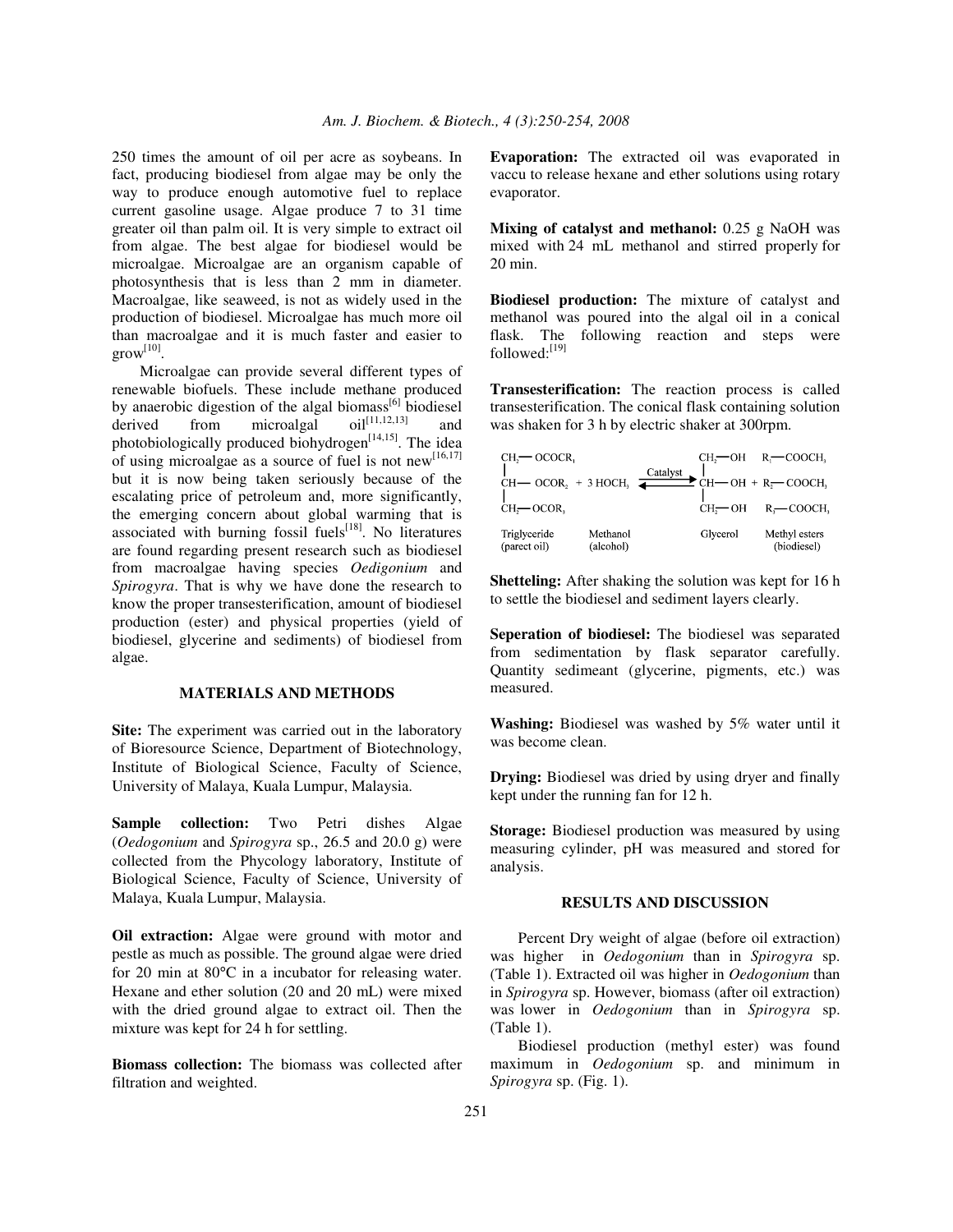250 times the amount of oil per acre as soybeans. In fact, producing biodiesel from algae may be only the way to produce enough automotive fuel to replace current gasoline usage. Algae produce 7 to 31 time greater oil than palm oil. It is very simple to extract oil from algae. The best algae for biodiesel would be microalgae. Microalgae are an organism capable of photosynthesis that is less than 2 mm in diameter. Macroalgae, like seaweed, is not as widely used in the production of biodiesel. Microalgae has much more oil than macroalgae and it is much faster and easier to grow[10].

Microalgae can provide several different types of renewable biofuels. These include methane produced by anaerobic digestion of the algal biomass[6] biodiesel derived from microalgal oil[11,12,13] and photobiologically produced biohydrogen[14,15]. The idea of using microalgae as a source of fuel is not new[16,17] but it is now being taken seriously because of the escalating price of petroleum and, more significantly, the emerging concern about global warming that is associated with burning fossil fuels[18]. No literatures are found regarding present research such as biodiesel from macroalgae having species *Oedigonium* and *Spirogyra*. That is why we have done the research to know the proper transesterification, amount of biodiesel production (ester) and physical properties (yield of biodiesel, glycerine and sediments) of biodiesel from algae.

## MATERIALS AND METHODS

**Site:** The experiment was carried out in the laboratory of Bioresource Science, Department of Biotechnology, Institute of Biological Science, Faculty of Science, University of Malaya, Kuala Lumpur, Malaysia.

**Sample collection:** Two Petri dishes Algae (*Oedogonium* and *Spirogyra* sp., 26.5 and 20.0 g) were collected from the Phycology laboratory, Institute of Biological Science, Faculty of Science, University of Malaya, Kuala Lumpur, Malaysia.

**Oil extraction:** Algae were ground with motor and pestle as much as possible. The ground algae were dried for 20 min at 80°C in a incubator for releasing water. Hexane and ether solution (20 and 20 mL) were mixed with the dried ground algae to extract oil. Then the mixture was kept for 24 h for settling.

**Biomass collection:** The biomass was collected after filtration and weighted.

**Evaporation:** The extracted oil was evaporated in vaccu to release hexane and ether solutions using rotary evaporator.

**Mixing of catalyst and methanol:** 0.25 g NaOH was mixed with 24 mL methanol and stirred properly for 20 min.

**Biodiesel production:** The mixture of catalyst and methanol was poured into the algal oil in a conical flask. The following reaction and steps were followed:[19]

**Transesterification:** The reaction process is called transesterification. The conical flask containing solution was shaken for 3 h by electric shaker at 300rpm.

$$\begin{array}{l} CH_2-OCOR_1 \\ CH-OCOR_2 \\ CH_2-OCOR_3 \end{array} + 3\,HOCH_3 \overset{Catalyst}{\rightleftharpoons} \begin{array}{l} CH_2-OH \\ CH-OH \\ CH_2-OH \end{array} + \begin{array}{l} R_1-COOCH_3 \\ R_2-COOCH_3 \\ R_3-COOCH_3 \end{array}$$

Triglyceride (parect oil) — Methanol (alcohol) — Glycerol — Methyl esters (biodiesel)

**Shetteling:** After shaking the solution was kept for 16 h to settle the biodiesel and sediment layers clearly.

**Seperation of biodiesel:** The biodiesel was separated from sedimentation by flask separator carefully. Quantity sedimeant (glycerine, pigments, etc.) was measured.

**Washing:** Biodiesel was washed by 5% water until it was become clean.

**Drying:** Biodiesel was dried by using dryer and finally kept under the running fan for 12 h.

**Storage:** Biodiesel production was measured by using measuring cylinder, pH was measured and stored for analysis.

## RESULTS AND DISCUSSION

Percent Dry weight of algae (before oil extraction) was higher in *Oedogonium* than in *Spirogyra* sp. (Table 1). Extracted oil was higher in *Oedogonium* than in *Spirogyra* sp. However, biomass (after oil extraction) was lower in *Oedogonium* than in *Spirogyra* sp. (Table 1).

Biodiesel production (methyl ester) was found maximum in *Oedogonium* sp. and minimum in *Spirogyra* sp. (Fig. 1).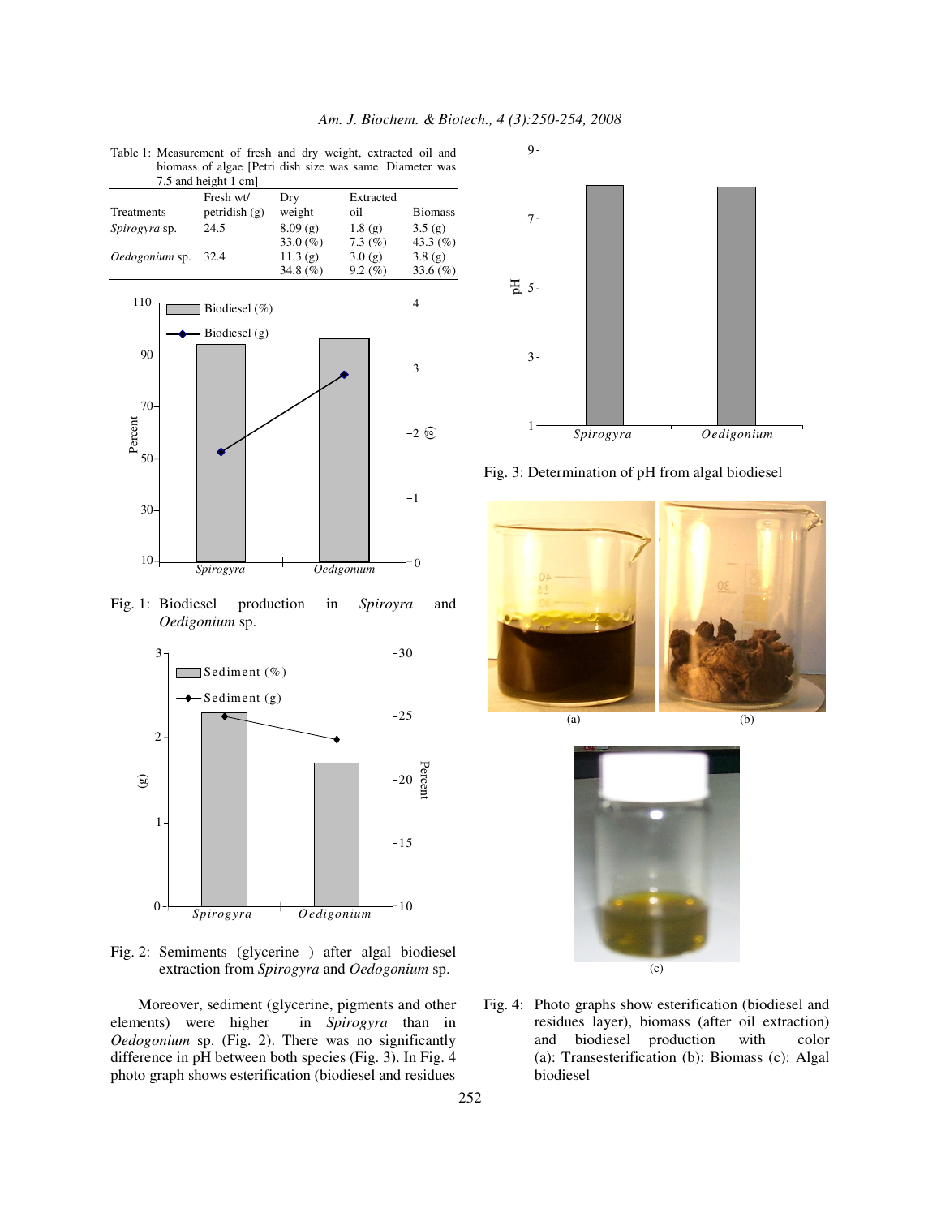Table 1: Measurement of fresh and dry weight, extracted oil and biomass of algae [Petri dish size was same. Diameter was 7.5 and height 1 cm]

| Treatments | Fresh wt/ petridish (g) | Dry weight | Extracted oil | Biomass |
|---|---|---|---|---|
| *Spirogyra* sp. | 24.5 | 8.09 (g) | 1.8 (g) | 3.5 (g) |
| | | 33.0 (%) | 7.3 (%) | 43.3 (%) |
| *Oedogonium* sp. | 32.4 | 11.3 (g) | 3.0 (g) | 3.8 (g) |
| | | 34.8 (%) | 9.2 (%) | 33.6 (%) |

Fig. 1: Biodiesel production in *Spiroyra* and *Oedigonium* sp.

Fig. 2: Sements (glycerine ) after algal biodiesel extraction from *Spirogyra* and *Oedogonium* sp.

Moreover, sediment (glycerine, pigments and other elements) were higher in *Spirogyra* than in *Oedogonium* sp. (Fig. 2). There was no significantly difference in pH between both species (Fig. 3). In Fig. 4 photo graph shows esterification (biodiesel and residues

Fig. 3: Determination of pH from algal biodiesel

Fig. 4: Photo graphs show esterification (biodiesel and residues layer), biomass (after oil extraction) and biodiesel production with color (a): Transesterification (b): Biomass (c): Algal biodiesel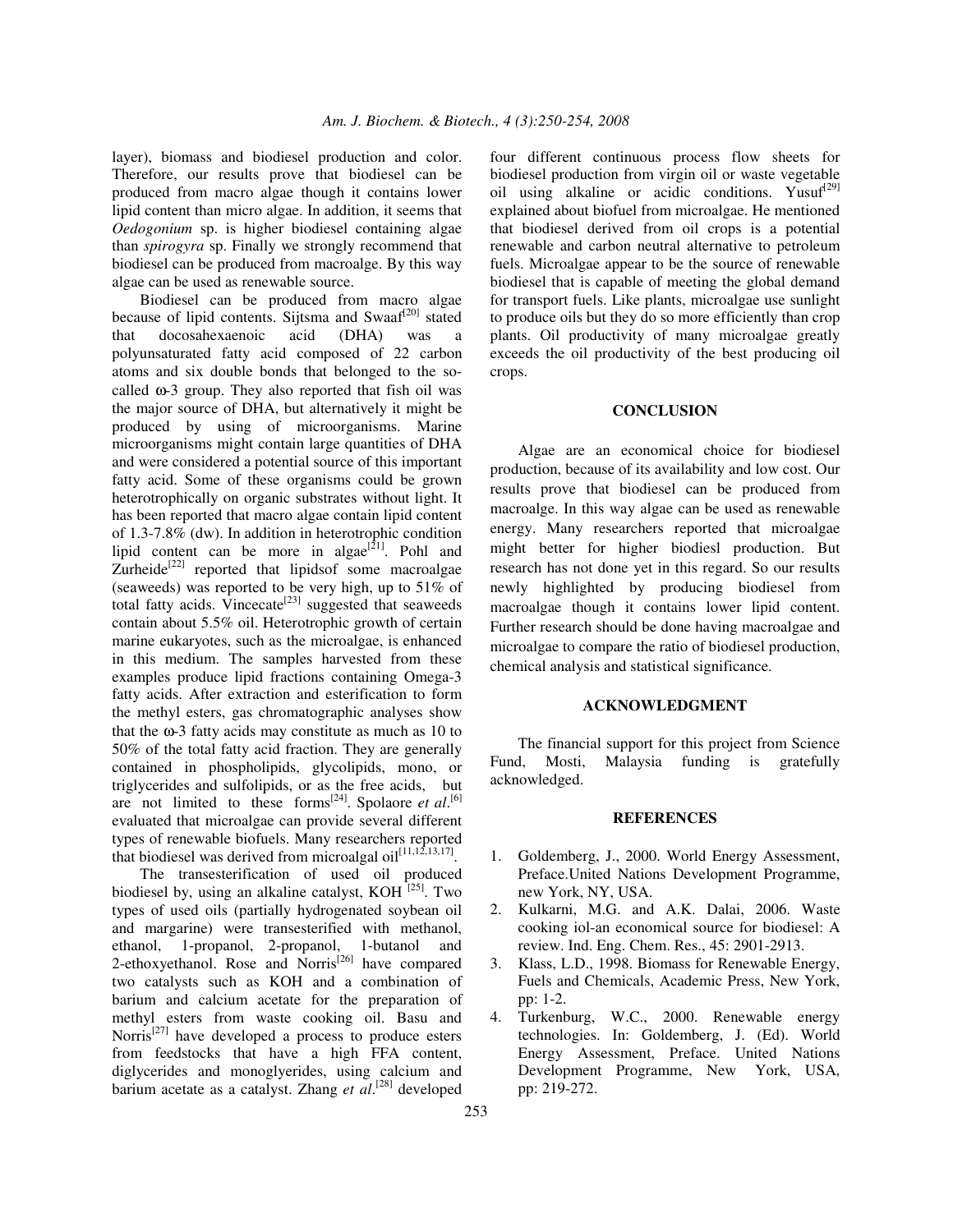layer), biomass and biodiesel production and color. Therefore, our results prove that biodiesel can be produced from macro algae though it contains lower lipid content than micro algae. In addition, it seems that *Oedogonium* sp. is higher biodiesel containing algae than *spirogyra* sp. Finally we strongly recommend that biodiesel can be produced from macroalge. By this way algae can be used as renewable source.

Biodiesel can be produced from macro algae because of lipid contents. Sijtsma and Swaaf[20] stated that docosahexaenoic acid (DHA) was a polyunsaturated fatty acid composed of 22 carbon atoms and six double bonds that belonged to the so-called ω-3 group. They also reported that fish oil was the major source of DHA, but alternatively it might be produced by using of microorganisms. Marine microorganisms might contain large quantities of DHA and were considered a potential source of this important fatty acid. Some of these organisms could be grown heterotrophically on organic substrates without light. It has been reported that macro algae contain lipid content of 1.3-7.8% (dw). In addition in heterotrophic condition lipid content can be more in algae[21]. Pohl and Zurheide[22] reported that lipidsof some macroalgae (seaweeds) was reported to be very high, up to 51% of total fatty acids. Vincecate[23] suggested that seaweeds contain about 5.5% oil. Heterotrophic growth of certain marine eukaryotes, such as the microalgae, is enhanced in this medium. The samples harvested from these examples produce lipid fractions containing Omega-3 fatty acids. After extraction and esterification to form the methyl esters, gas chromatographic analyses show that the ω-3 fatty acids may constitute as much as 10 to 50% of the total fatty acid fraction. They are generally contained in phospholipids, glycolipids, mono, or triglycerides and sulfolipids, or as the free acids, but are not limited to these forms[24]. Spolaore *et al*.[6] evaluated that microalgae can provide several different types of renewable biofuels. Many researchers reported that biodiesel was derived from microalgal oil[11,12,13,17].

The transesterification of used oil produced biodiesel by, using an alkaline catalyst, KOH [25]. Two types of used oils (partially hydrogenated soybean oil and margarine) were transesterified with methanol, ethanol, 1-propanol, 2-propanol, 1-butanol and 2-ethoxyethanol. Rose and Norris[26] have compared two catalysts such as KOH and a combination of barium and calcium acetate for the preparation of methyl esters from waste cooking oil. Basu and Norris[27] have developed a process to produce esters from feedstocks that have a high FFA content, diglycerides and monoglyerides, using calcium and barium acetate as a catalyst. Zhang *et al*.[28] developed four different continuous process flow sheets for biodiesel production from virgin oil or waste vegetable oil using alkaline or acidic conditions. Yusuf[29] explained about biofuel from microalgae. He mentioned that biodiesel derived from oil crops is a potential renewable and carbon neutral alternative to petroleum fuels. Microalgae appear to be the source of renewable biodiesel that is capable of meeting the global demand for transport fuels. Like plants, microalgae use sunlight to produce oils but they do so more efficiently than crop plants. Oil productivity of many microalgae greatly exceeds the oil productivity of the best producing oil crops.

## CONCLUSION

Algae are an economical choice for biodiesel production, because of its availability and low cost. Our results prove that biodiesel can be produced from macroalge. In this way algae can be used as renewable energy. Many researchers reported that microalgae might better for higher biodiesl production. But research has not done yet in this regard. So our results newly highlighted by producing biodiesel from macroalgae though it contains lower lipid content. Further research should be done having macroalgae and microalgae to compare the ratio of biodiesel production, chemical analysis and statistical significance.

## ACKNOWLEDGMENT

The financial support for this project from Science Fund, Mosti, Malaysia funding is gratefully acknowledged.

## REFERENCES

1. Goldemberg, J., 2000. World Energy Assessment, Preface.United Nations Development Programme, new York, NY, USA.
2. Kulkarni, M.G. and A.K. Dalai, 2006. Waste cooking iol-an economical source for biodiesel: A review. Ind. Eng. Chem. Res., 45: 2901-2913.
3. Klass, L.D., 1998. Biomass for Renewable Energy, Fuels and Chemicals, Academic Press, New York, pp: 1-2.
4. Turkenburg, W.C., 2000. Renewable energy technologies. In: Goldemberg, J. (Ed). World Energy Assessment, Preface. United Nations Development Programme, New York, USA, pp: 219-272.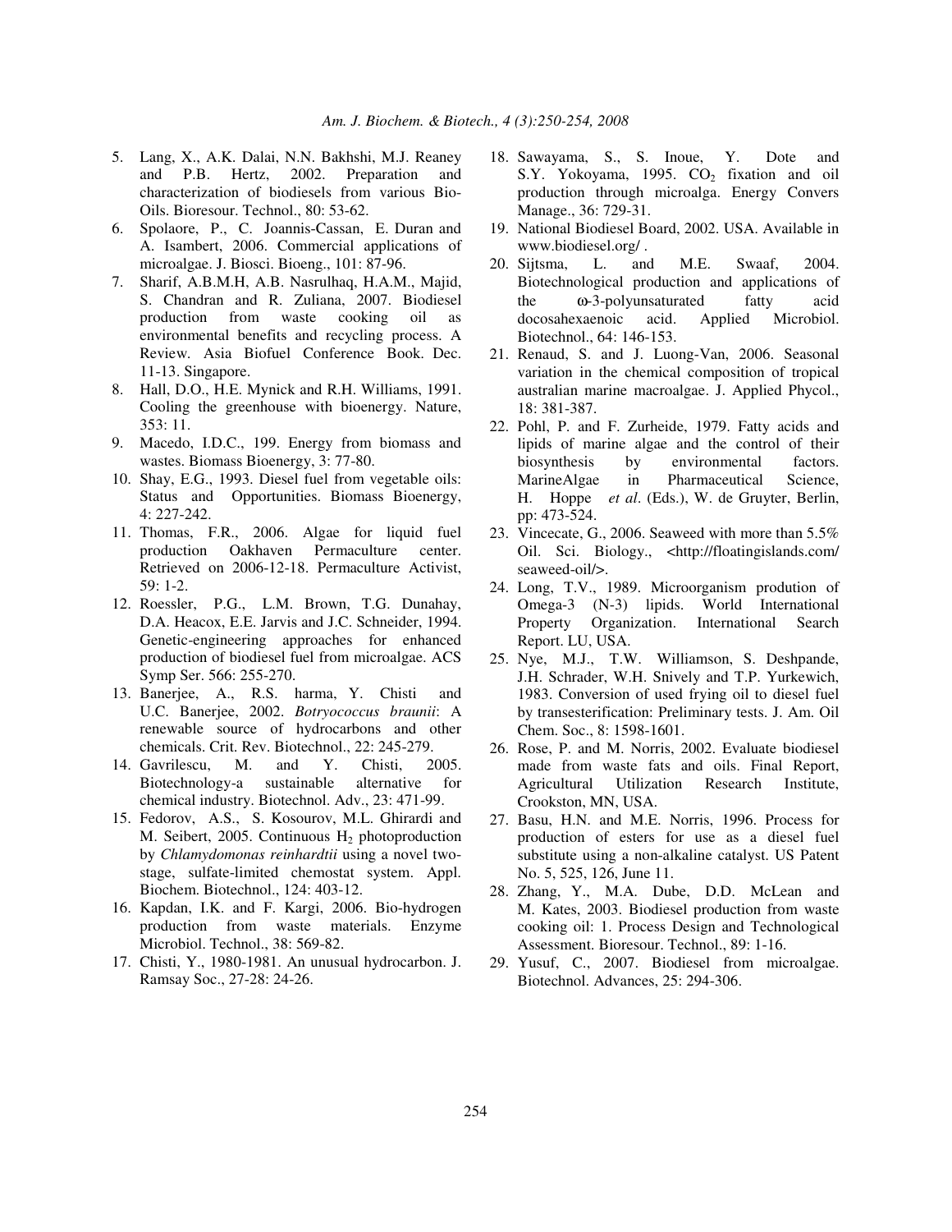5. Lang, X., A.K. Dalai, N.N. Bakhshi, M.J. Reaney and P.B. Hertz, 2002. Preparation and characterization of biodiesels from various Bio-Oils. Bioresour. Technol., 80: 53-62.
6. Spolaore, P., C. Joannis-Cassan, E. Duran and A. Isambert, 2006. Commercial applications of microalgae. J. Biosci. Bioeng., 101: 87-96.
7. Sharif, A.B.M.H, A.B. Nasrulhaq, H.A.M., Majid, S. Chandran and R. Zuliana, 2007. Biodiesel production from waste cooking oil as environmental benefits and recycling process. A Review. Asia Biofuel Conference Book. Dec. 11-13. Singapore.
8. Hall, D.O., H.E. Mynick and R.H. Williams, 1991. Cooling the greenhouse with bioenergy. Nature, 353: 11.
9. Macedo, I.D.C., 199. Energy from biomass and wastes. Biomass Bioenergy, 3: 77-80.
10. Shay, E.G., 1993. Diesel fuel from vegetable oils: Status and Opportunities. Biomass Bioenergy, 4: 227-242.
11. Thomas, F.R., 2006. Algae for liquid fuel production Oakhaven Permaculture center. Retrieved on 2006-12-18. Permaculture Activist, 59: 1-2.
12. Roessler, P.G., L.M. Brown, T.G. Dunahay, D.A. Heacox, E.E. Jarvis and J.C. Schneider, 1994. Genetic-engineering approaches for enhanced production of biodiesel fuel from microalgae. ACS Symp Ser. 566: 255-270.
13. Banerjee, A., R.S. harma, Y. Chisti and U.C. Banerjee, 2002. *Botryococcus braunii*: A renewable source of hydrocarbons and other chemicals. Crit. Rev. Biotechnol., 22: 245-279.
14. Gavrilescu, M. and Y. Chisti, 2005. Biotechnology-a sustainable alternative for chemical industry. Biotechnol. Adv., 23: 471-99.
15. Fedorov, A.S., S. Kosourov, M.L. Ghirardi and M. Seibert, 2005. Continuous $H_2$ photoproduction by *Chlamydomonas reinhardtii* using a novel two-stage, sulfate-limited chemostat system. Appl. Biochem. Biotechnol., 124: 403-12.
16. Kapdan, I.K. and F. Kargi, 2006. Bio-hydrogen production from waste materials. Enzyme Microbiol. Technol., 38: 569-82.
17. Chisti, Y., 1980-1981. An unusual hydrocarbon. J. Ramsay Soc., 27-28: 24-26.
18. Sawayama, S., S. Inoue, Y. Dote and S.Y. Yokoyama, 1995. $CO_2$ fixation and oil production through microalga. Energy Convers Manage., 36: 729-31.
19. National Biodiesel Board, 2002. USA. Available in www.biodiesel.org/ .
20. Sijtsma, L. and M.E. Swaaf, 2004. Biotechnological production and applications of the ω-3-polyunsaturated fatty acid docosahexaenoic acid. Applied Microbiol. Biotechnol., 64: 146-153.
21. Renaud, S. and J. Luong-Van, 2006. Seasonal variation in the chemical composition of tropical australian marine macroalgae. J. Applied Phycol., 18: 381-387.
22. Pohl, P. and F. Zurheide, 1979. Fatty acids and lipids of marine algae and the control of their biosynthesis by environmental factors. MarineAlgae in Pharmaceutical Science, H. Hoppe *et al*. (Eds.), W. de Gruyter, Berlin, pp: 473-524.
23. Vincecate, G., 2006. Seaweed with more than 5.5% Oil. Sci. Biology., <http://floatingislands.com/seaweed-oil/>.
24. Long, T.V., 1989. Microorganism prodution of Omega-3 (N-3) lipids. World International Property Organization. International Search Report. LU, USA.
25. Nye, M.J., T.W. Williamson, S. Deshpande, J.H. Schrader, W.H. Snively and T.P. Yurkewich, 1983. Conversion of used frying oil to diesel fuel by transesterification: Preliminary tests. J. Am. Oil Chem. Soc., 8: 1598-1601.
26. Rose, P. and M. Norris, 2002. Evaluate biodiesel made from waste fats and oils. Final Report, Agricultural Utilization Research Institute, Crookston, MN, USA.
27. Basu, H.N. and M.E. Norris, 1996. Process for production of esters for use as a diesel fuel substitute using a non-alkaline catalyst. US Patent No. 5, 525, 126, June 11.
28. Zhang, Y., M.A. Dube, D.D. McLean and M. Kates, 2003. Biodiesel production from waste cooking oil: 1. Process Design and Technological Assessment. Bioresour. Technol., 89: 1-16.
29. Yusuf, C., 2007. Biodiesel from microalgae. Biotechnol. Advances, 25: 294-306.